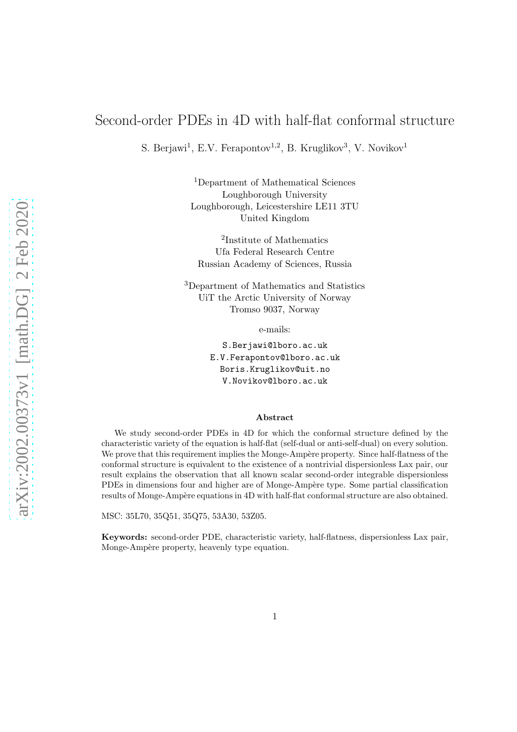# Second-order PDEs in 4D with half-flat conformal structure

S. Berjawi[1], E.V. Ferapontov[1,2], B. Kruglikov[3], V. Novikov[1]

[1]Department of Mathematical Sciences
Loughborough University
Loughborough, Leicestershire LE11 3TU
United Kingdom

[2]Institute of Mathematics
Ufa Federal Research Centre
Russian Academy of Sciences, Russia

[3]Department of Mathematics and Statistics
UiT the Arctic University of Norway
Tromso 9037, Norway

e-mails:

S.Berjawi@lboro.ac.uk
E.V.Ferapontov@lboro.ac.uk
Boris.Kruglikov@uit.no
V.Novikov@lboro.ac.uk

### Abstract

We study second-order PDEs in 4D for which the conformal structure defined by the characteristic variety of the equation is half-flat (self-dual or anti-self-dual) on every solution. We prove that this requirement implies the Monge-Ampère property. Since half-flatness of the conformal structure is equivalent to the existence of a nontrivial dispersionless Lax pair, our result explains the observation that all known scalar second-order integrable dispersionless PDEs in dimensions four and higher are of Monge-Ampère type. Some partial classification results of Monge-Ampère equations in 4D with half-flat conformal structure are also obtained.

MSC: 35L70, 35Q51, 35Q75, 53A30, 53Z05.

**Keywords:** second-order PDE, characteristic variety, half-flatness, dispersionless Lax pair, Monge-Ampère property, heavenly type equation.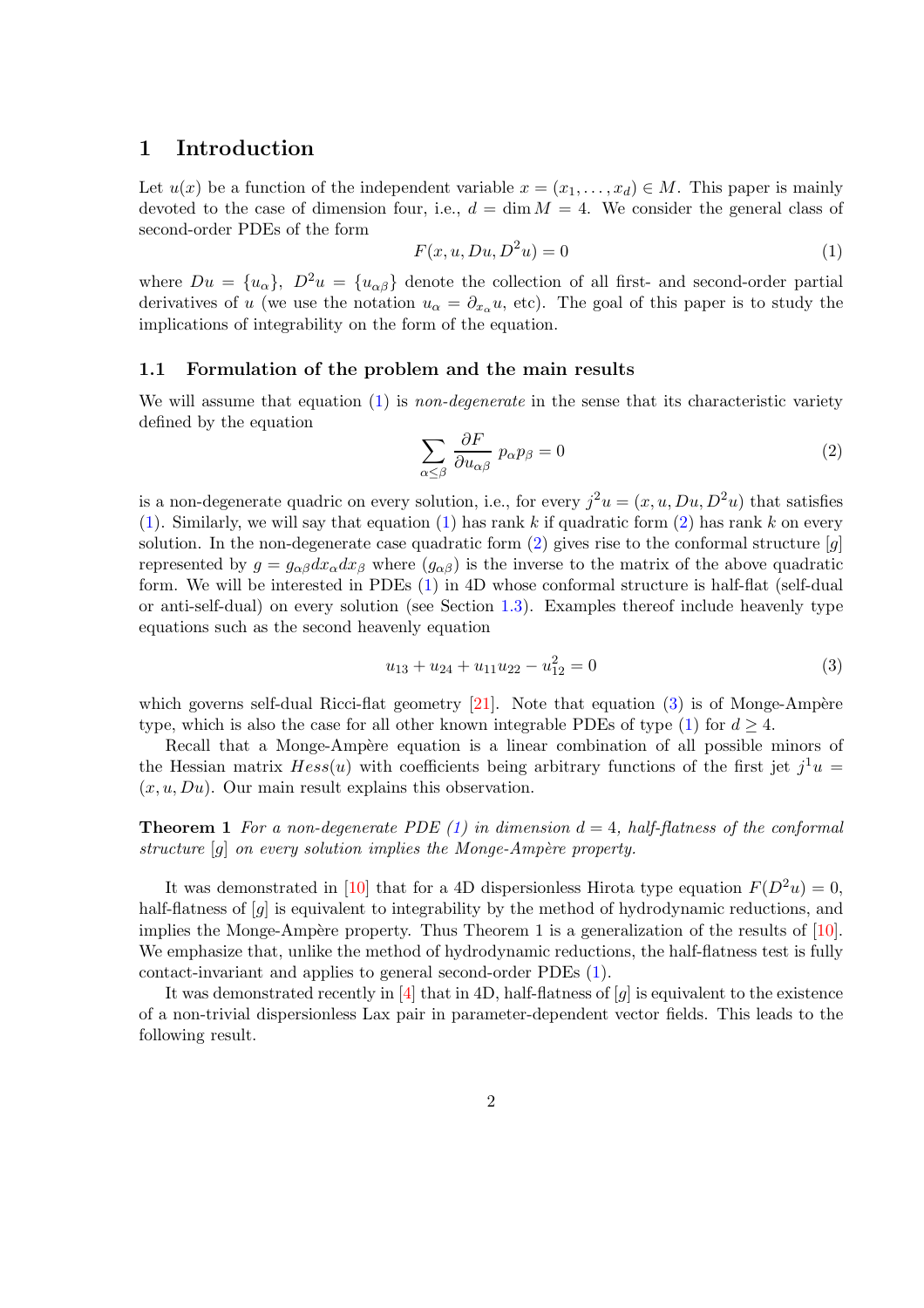# 1 Introduction

Let $u(x)$ be a function of the independent variable $x = (x_1, \ldots, x_d) \in M$. This paper is mainly devoted to the case of dimension four, i.e., $d = \dim M = 4$. We consider the general class of second-order PDEs of the form

$$F(x, u, Du, D^2u) = 0 \tag{1}$$

where $Du = \{u_\alpha\}$, $D^2u = \{u_{\alpha\beta}\}$ denote the collection of all first- and second-order partial derivatives of $u$ (we use the notation $u_\alpha = \partial_{x_\alpha} u$, etc). The goal of this paper is to study the implications of integrability on the form of the equation.

## 1.1 Formulation of the problem and the main results

We will assume that equation (1) is *non-degenerate* in the sense that its characteristic variety defined by the equation

$$\sum_{\alpha \leq \beta} \frac{\partial F}{\partial u_{\alpha\beta}} \, p_\alpha p_\beta = 0 \tag{2}$$

is a non-degenerate quadric on every solution, i.e., for every $j^2u = (x, u, Du, D^2u)$ that satisfies (1). Similarly, we will say that equation (1) has rank $k$ if quadratic form (2) has rank $k$ on every solution. In the non-degenerate case quadratic form (2) gives rise to the conformal structure $[g]$ represented by $g = g_{\alpha\beta} dx_\alpha dx_\beta$ where $(g_{\alpha\beta})$ is the inverse to the matrix of the above quadratic form. We will be interested in PDEs (1) in 4D whose conformal structure is half-flat (self-dual or anti-self-dual) on every solution (see Section 1.3). Examples thereof include heavenly type equations such as the second heavenly equation

$$u_{13} + u_{24} + u_{11}u_{22} - u_{12}^2 = 0 \tag{3}$$

which governs self-dual Ricci-flat geometry [21]. Note that equation (3) is of Monge-Ampère type, which is also the case for all other known integrable PDEs of type (1) for $d \geq 4$.

Recall that a Monge-Ampère equation is a linear combination of all possible minors of the Hessian matrix $Hess(u)$ with coefficients being arbitrary functions of the first jet $j^1u = (x, u, Du)$. Our main result explains this observation.

**Theorem 1** *For a non-degenerate PDE (1) in dimension $d = 4$, half-flatness of the conformal structure $[g]$ on every solution implies the Monge-Ampère property.*

It was demonstrated in [10] that for a 4D dispersionless Hirota type equation $F(D^2u) = 0$, half-flatness of $[g]$ is equivalent to integrability by the method of hydrodynamic reductions, and implies the Monge-Ampère property. Thus Theorem 1 is a generalization of the results of [10]. We emphasize that, unlike the method of hydrodynamic reductions, the half-flatness test is fully contact-invariant and applies to general second-order PDEs (1).

It was demonstrated recently in [4] that in 4D, half-flatness of $[g]$ is equivalent to the existence of a non-trivial dispersionless Lax pair in parameter-dependent vector fields. This leads to the following result.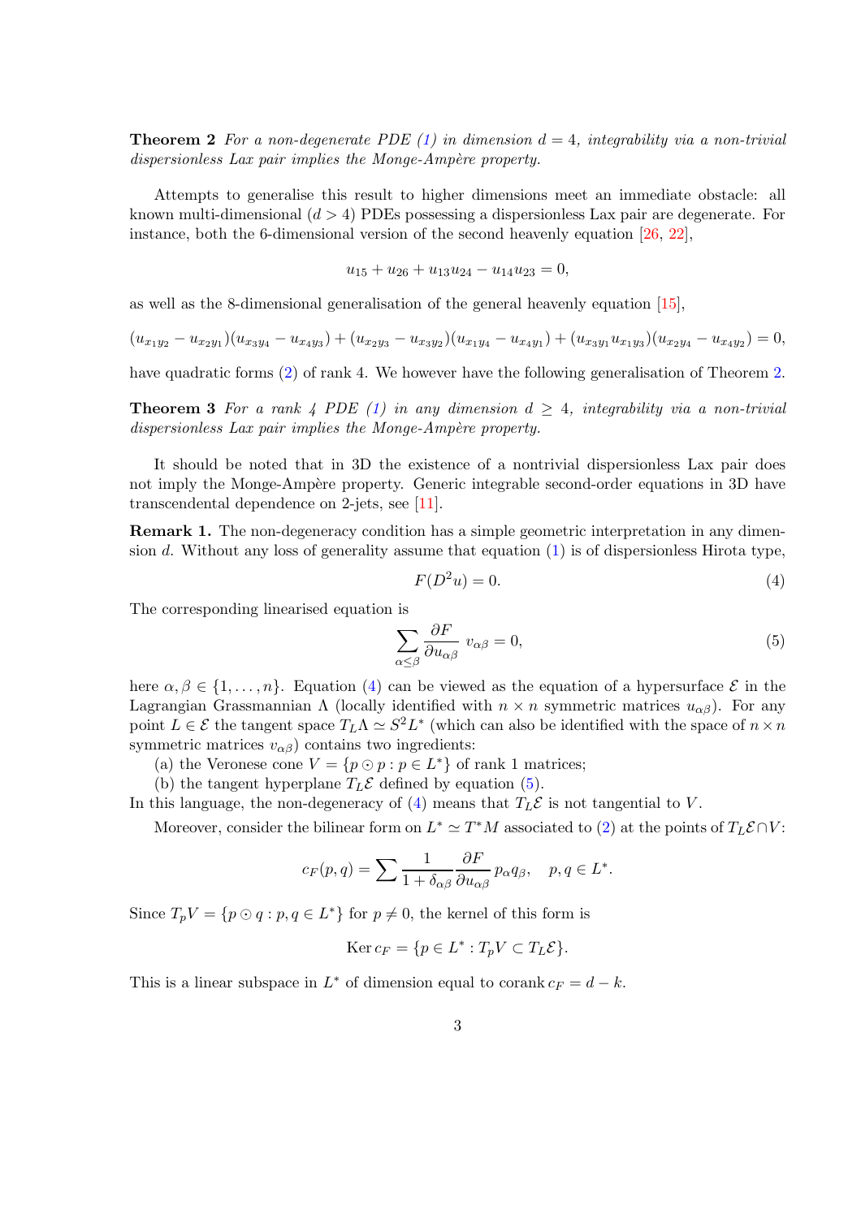**Theorem 2** *For a non-degenerate PDE (1) in dimension $d = 4$, integrability via a non-trivial dispersionless Lax pair implies the Monge-Ampère property.*

Attempts to generalise this result to higher dimensions meet an immediate obstacle: all known multi-dimensional ($d > 4$) PDEs possessing a dispersionless Lax pair are degenerate. For instance, both the 6-dimensional version of the second heavenly equation [26, 22],

$$u_{15} + u_{26} + u_{13}u_{24} - u_{14}u_{23} = 0,$$

as well as the 8-dimensional generalisation of the general heavenly equation [15],

$$(u_{x_1y_2} - u_{x_2y_1})(u_{x_3y_4} - u_{x_4y_3}) + (u_{x_2y_3} - u_{x_3y_2})(u_{x_1y_4} - u_{x_4y_1}) + (u_{x_3y_1}u_{x_1y_3})(u_{x_2y_4} - u_{x_4y_2}) = 0,$$

have quadratic forms (2) of rank 4. We however have the following generalisation of Theorem 2.

**Theorem 3** *For a rank 4 PDE (1) in any dimension $d \geq 4$, integrability via a non-trivial dispersionless Lax pair implies the Monge-Ampère property.*

It should be noted that in 3D the existence of a nontrivial dispersionless Lax pair does not imply the Monge-Ampère property. Generic integrable second-order equations in 3D have transcendental dependence on 2-jets, see [11].

**Remark 1.** The non-degeneracy condition has a simple geometric interpretation in any dimension $d$. Without any loss of generality assume that equation (1) is of dispersionless Hirota type,

$$F(D^2u) = 0. \tag{4}$$

The corresponding linearised equation is

$$\sum_{\alpha \leq \beta} \frac{\partial F}{\partial u_{\alpha\beta}} \, v_{\alpha\beta} = 0, \tag{5}$$

here $\alpha, \beta \in \{1, \ldots, n\}$. Equation (4) can be viewed as the equation of a hypersurface $\mathcal{E}$ in the Lagrangian Grassmannian $\Lambda$ (locally identified with $n \times n$ symmetric matrices $u_{\alpha\beta}$). For any point $L \in \mathcal{E}$ the tangent space $T_L\Lambda \simeq S^2L^*$ (which can also be identified with the space of $n \times n$ symmetric matrices $v_{\alpha\beta}$) contains two ingredients:

(a) the Veronese cone $V = \{p \odot p : p \in L^*\}$ of rank 1 matrices;

(b) the tangent hyperplane $T_L\mathcal{E}$ defined by equation (5).

In this language, the non-degeneracy of (4) means that $T_L\mathcal{E}$ is not tangential to $V$.

Moreover, consider the bilinear form on $L^* \simeq T^*M$ associated to (2) at the points of $T_L\mathcal{E} \cap V$:

$$c_F(p, q) = \sum \frac{1}{1 + \delta_{\alpha\beta}} \frac{\partial F}{\partial u_{\alpha\beta}} \, p_\alpha q_\beta, \quad p, q \in L^*.$$

Since $T_pV = \{p \odot q : p, q \in L^*\}$ for $p \neq 0$, the kernel of this form is

$$\operatorname{Ker} c_F = \{p \in L^* : T_pV \subset T_L\mathcal{E}\}.$$

This is a linear subspace in $L^*$ of dimension equal to $\operatorname{corank} c_F = d - k$.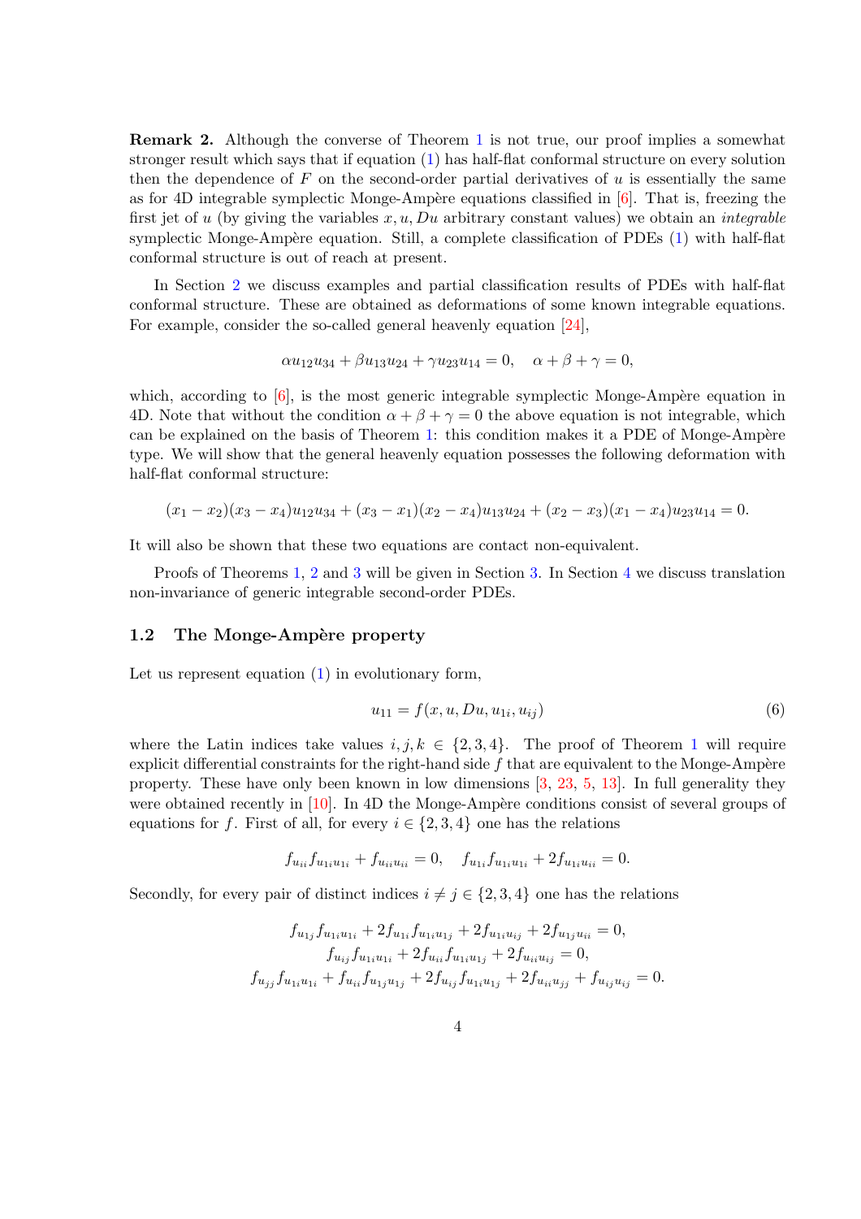**Remark 2.** Although the converse of Theorem 1 is not true, our proof implies a somewhat stronger result which says that if equation (1) has half-flat conformal structure on every solution then the dependence of $F$ on the second-order partial derivatives of $u$ is essentially the same as for 4D integrable symplectic Monge-Ampère equations classified in [6]. That is, freezing the first jet of $u$ (by giving the variables $x, u, Du$ arbitrary constant values) we obtain an *integrable* symplectic Monge-Ampère equation. Still, a complete classification of PDEs (1) with half-flat conformal structure is out of reach at present.

In Section 2 we discuss examples and partial classification results of PDEs with half-flat conformal structure. These are obtained as deformations of some known integrable equations. For example, consider the so-called general heavenly equation [24],

$$\alpha u_{12}u_{34} + \beta u_{13}u_{24} + \gamma u_{23}u_{14} = 0, \quad \alpha + \beta + \gamma = 0,$$

which, according to [6], is the most generic integrable symplectic Monge-Ampère equation in 4D. Note that without the condition $\alpha + \beta + \gamma = 0$ the above equation is not integrable, which can be explained on the basis of Theorem 1: this condition makes it a PDE of Monge-Ampère type. We will show that the general heavenly equation possesses the following deformation with half-flat conformal structure:

$$(x_1 - x_2)(x_3 - x_4)u_{12}u_{34} + (x_3 - x_1)(x_2 - x_4)u_{13}u_{24} + (x_2 - x_3)(x_1 - x_4)u_{23}u_{14} = 0.$$

It will also be shown that these two equations are contact non-equivalent.

Proofs of Theorems 1, 2 and 3 will be given in Section 3. In Section 4 we discuss translation non-invariance of generic integrable second-order PDEs.

### 1.2 The Monge-Ampère property

Let us represent equation (1) in evolutionary form,

$$u_{11} = f(x, u, Du, u_{1i}, u_{ij}) \tag{6}$$

where the Latin indices take values $i, j, k \in \{2, 3, 4\}$. The proof of Theorem 1 will require explicit differential constraints for the right-hand side $f$ that are equivalent to the Monge-Ampère property. These have only been known in low dimensions [3, 23, 5, 13]. In full generality they were obtained recently in [10]. In 4D the Monge-Ampère conditions consist of several groups of equations for $f$. First of all, for every $i \in \{2, 3, 4\}$ one has the relations

$$f_{u_{ii}} f_{u_{1i}u_{1i}} + f_{u_{ii}u_{ii}} = 0, \quad f_{u_{1i}} f_{u_{1i}u_{1i}} + 2f_{u_{1i}u_{ii}} = 0.$$

Secondly, for every pair of distinct indices $i \neq j \in \{2, 3, 4\}$ one has the relations

$$\begin{gathered}
f_{u_{1j}} f_{u_{1i}u_{1i}} + 2f_{u_{1i}} f_{u_{1i}u_{1j}} + 2f_{u_{1i}u_{ij}} + 2f_{u_{1j}u_{ii}} = 0, \\
f_{u_{ij}} f_{u_{1i}u_{1i}} + 2f_{u_{ii}} f_{u_{1i}u_{1j}} + 2f_{u_{ii}u_{ij}} = 0, \\
f_{u_{jj}} f_{u_{1i}u_{1i}} + f_{u_{ii}} f_{u_{1j}u_{1j}} + 2f_{u_{ij}} f_{u_{1i}u_{1j}} + 2f_{u_{ii}u_{jj}} + f_{u_{ij}u_{ij}} = 0.
\end{gathered}$$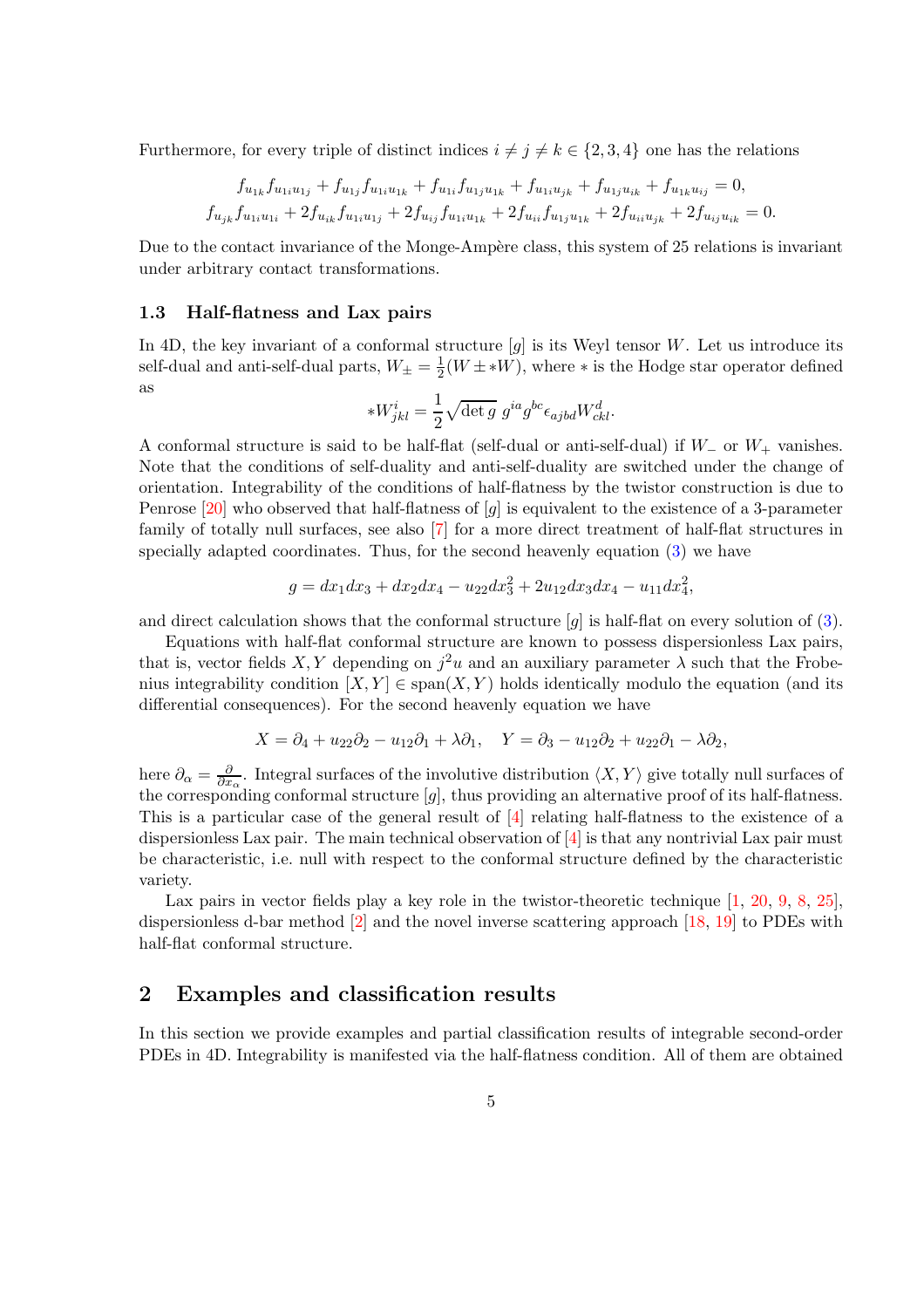Furthermore, for every triple of distinct indices $i \neq j \neq k \in \{2, 3, 4\}$ one has the relations

$$
f_{u_{1k}} f_{u_{1i}u_{1j}} + f_{u_{1j}} f_{u_{1i}u_{1k}} + f_{u_{1i}} f_{u_{1j}u_{1k}} + f_{u_{1i}u_{jk}} + f_{u_{1j}u_{ik}} + f_{u_{1k}u_{ij}} = 0,
$$
$$
f_{u_{jk}} f_{u_{1i}u_{1i}} + 2f_{u_{ik}} f_{u_{1i}u_{1j}} + 2f_{u_{ij}} f_{u_{1i}u_{1k}} + 2f_{u_{ii}} f_{u_{1j}u_{1k}} + 2f_{u_{ii}u_{jk}} + 2f_{u_{ij}u_{ik}} = 0.
$$

Due to the contact invariance of the Monge-Ampère class, this system of 25 relations is invariant under arbitrary contact transformations.

### 1.3 Half-flatness and Lax pairs

In 4D, the key invariant of a conformal structure $[g]$ is its Weyl tensor $W$. Let us introduce its self-dual and anti-self-dual parts, $W_{\pm} = \frac{1}{2}(W \pm *W)$, where $*$ is the Hodge star operator defined as

$$
*W^i_{jkl} = \frac{1}{2}\sqrt{\det g}\; g^{ia} g^{bc} \epsilon_{ajbd} W^d_{ckl}.
$$

A conformal structure is said to be half-flat (self-dual or anti-self-dual) if $W_-$ or $W_+$ vanishes. Note that the conditions of self-duality and anti-self-duality are switched under the change of orientation. Integrability of the conditions of half-flatness by the twistor construction is due to Penrose [20] who observed that half-flatness of $[g]$ is equivalent to the existence of a 3-parameter family of totally null surfaces, see also [7] for a more direct treatment of half-flat structures in specially adapted coordinates. Thus, for the second heavenly equation (3) we have

$$
g = dx_1 dx_3 + dx_2 dx_4 - u_{22} dx_3^2 + 2u_{12} dx_3 dx_4 - u_{11} dx_4^2,
$$

and direct calculation shows that the conformal structure $[g]$ is half-flat on every solution of (3).

Equations with half-flat conformal structure are known to possess dispersionless Lax pairs, that is, vector fields $X, Y$ depending on $j^2 u$ and an auxiliary parameter $\lambda$ such that the Frobenius integrability condition $[X, Y] \in \operatorname{span}(X, Y)$ holds identically modulo the equation (and its differential consequences). For the second heavenly equation we have

$$
X = \partial_4 + u_{22}\partial_2 - u_{12}\partial_1 + \lambda\partial_1, \quad Y = \partial_3 - u_{12}\partial_2 + u_{22}\partial_1 - \lambda\partial_2,
$$

here $\partial_\alpha = \frac{\partial}{\partial x_\alpha}$. Integral surfaces of the involutive distribution $\langle X, Y\rangle$ give totally null surfaces of the corresponding conformal structure $[g]$, thus providing an alternative proof of its half-flatness. This is a particular case of the general result of [4] relating half-flatness to the existence of a dispersionless Lax pair. The main technical observation of [4] is that any nontrivial Lax pair must be characteristic, i.e. null with respect to the conformal structure defined by the characteristic variety.

Lax pairs in vector fields play a key role in the twistor-theoretic technique [1, 20, 9, 8, 25], dispersionless d-bar method [2] and the novel inverse scattering approach [18, 19] to PDEs with half-flat conformal structure.

## 2 Examples and classification results

In this section we provide examples and partial classification results of integrable second-order PDEs in 4D. Integrability is manifested via the half-flatness condition. All of them are obtained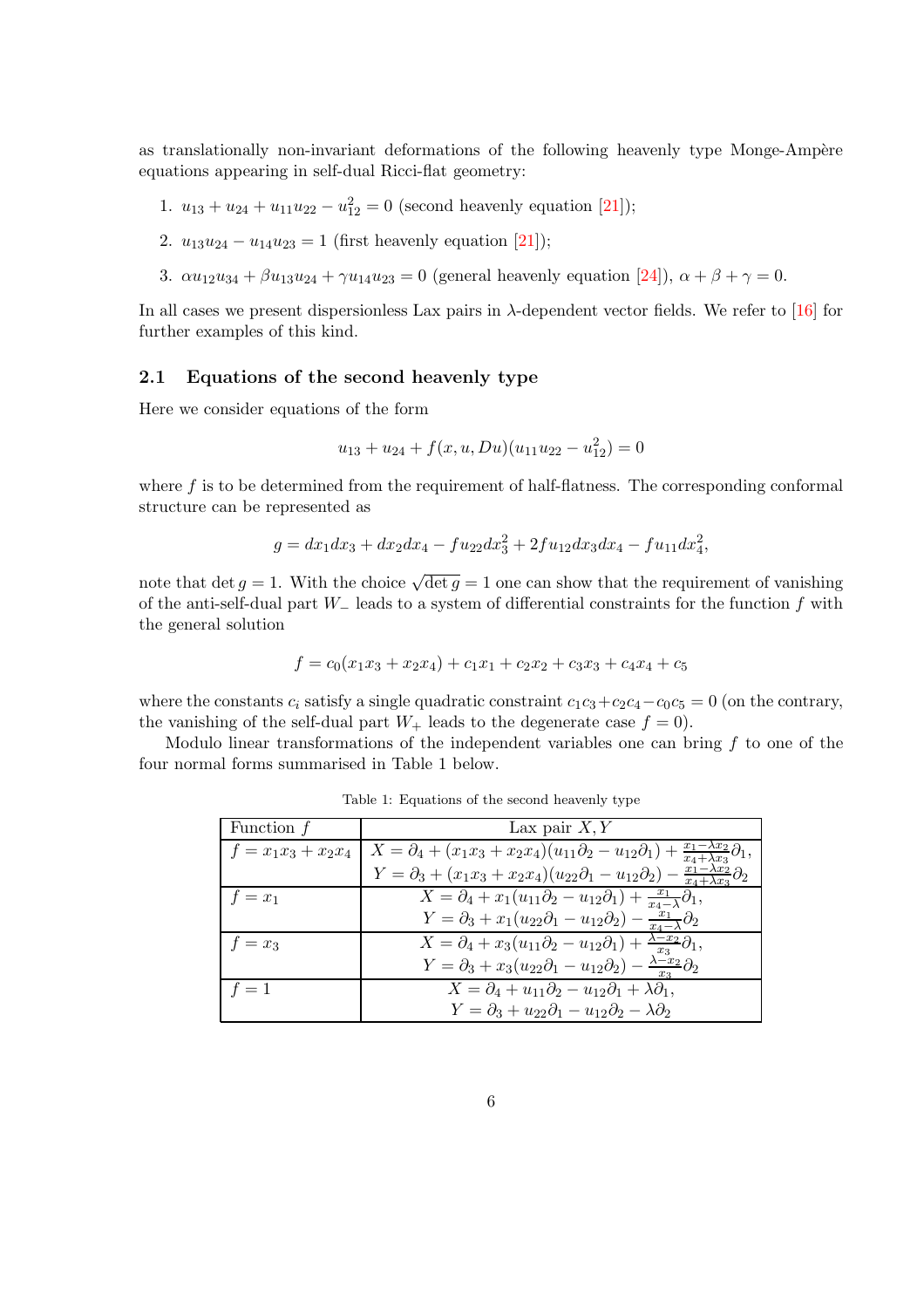as translationally non-invariant deformations of the following heavenly type Monge-Ampère equations appearing in self-dual Ricci-flat geometry:

1. $u_{13} + u_{24} + u_{11}u_{22} - u_{12}^2 = 0$ (second heavenly equation [21]);
2. $u_{13}u_{24} - u_{14}u_{23} = 1$ (first heavenly equation [21]);
3. $\alpha u_{12}u_{34} + \beta u_{13}u_{24} + \gamma u_{14}u_{23} = 0$ (general heavenly equation [24]), $\alpha + \beta + \gamma = 0$.

In all cases we present dispersionless Lax pairs in $\lambda$-dependent vector fields. We refer to [16] for further examples of this kind.

## 2.1 Equations of the second heavenly type

Here we consider equations of the form

$$u_{13} + u_{24} + f(x, u, Du)(u_{11}u_{22} - u_{12}^2) = 0$$

where $f$ is to be determined from the requirement of half-flatness. The corresponding conformal structure can be represented as

$$g = dx_1dx_3 + dx_2dx_4 - fu_{22}dx_3^2 + 2fu_{12}dx_3dx_4 - fu_{11}dx_4^2,$$

note that $\det g = 1$. With the choice $\sqrt{\det g} = 1$ one can show that the requirement of vanishing of the anti-self-dual part $W_-$ leads to a system of differential constraints for the function $f$ with the general solution

$$f = c_0(x_1x_3 + x_2x_4) + c_1x_1 + c_2x_2 + c_3x_3 + c_4x_4 + c_5$$

where the constants $c_i$ satisfy a single quadratic constraint $c_1c_3 + c_2c_4 - c_0c_5 = 0$ (on the contrary, the vanishing of the self-dual part $W_+$ leads to the degenerate case $f = 0$).

Modulo linear transformations of the independent variables one can bring $f$ to one of the four normal forms summarised in Table 1 below.

Table 1: Equations of the second heavenly type

| Function $f$ | Lax pair $X, Y$ |
|---|---|
| $f = x_1x_3 + x_2x_4$ | $X = \partial_4 + (x_1x_3 + x_2x_4)(u_{11}\partial_2 - u_{12}\partial_1) + \frac{x_1 - \lambda x_2}{x_4 + \lambda x_3}\partial_1$, $Y = \partial_3 + (x_1x_3 + x_2x_4)(u_{22}\partial_1 - u_{12}\partial_2) - \frac{x_1 - \lambda x_2}{x_4 + \lambda x_3}\partial_2$ |
| $f = x_1$ | $X = \partial_4 + x_1(u_{11}\partial_2 - u_{12}\partial_1) + \frac{x_1}{x_4 - \lambda}\partial_1$, $Y = \partial_3 + x_1(u_{22}\partial_1 - u_{12}\partial_2) - \frac{x_1}{x_4 - \lambda}\partial_2$ |
| $f = x_3$ | $X = \partial_4 + x_3(u_{11}\partial_2 - u_{12}\partial_1) + \frac{\lambda - x_2}{x_3}\partial_1$, $Y = \partial_3 + x_3(u_{22}\partial_1 - u_{12}\partial_2) - \frac{\lambda - x_2}{x_3}\partial_2$ |
| $f = 1$ | $X = \partial_4 + u_{11}\partial_2 - u_{12}\partial_1 + \lambda\partial_1$, $Y = \partial_3 + u_{22}\partial_1 - u_{12}\partial_2 - \lambda\partial_2$ |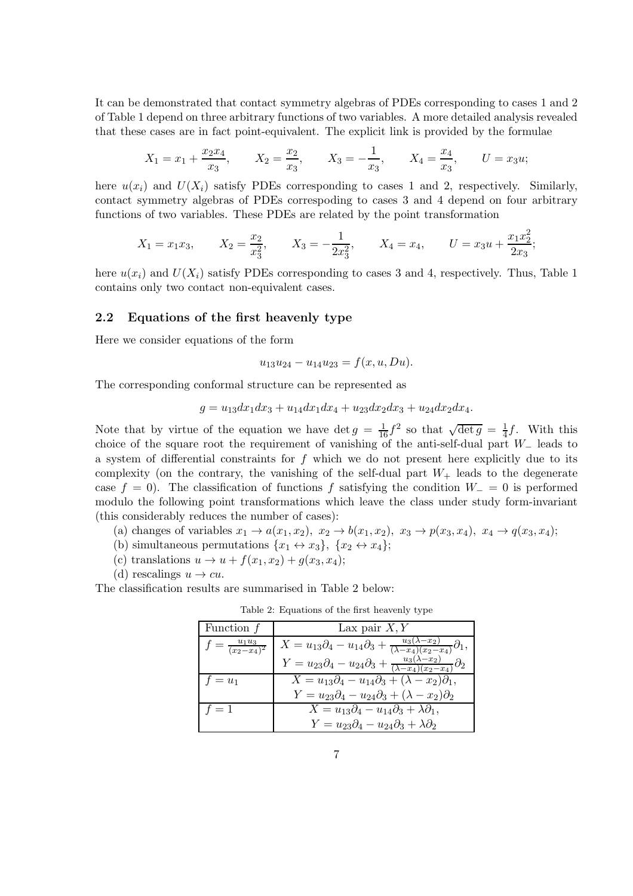It can be demonstrated that contact symmetry algebras of PDEs corresponding to cases 1 and 2 of Table 1 depend on three arbitrary functions of two variables. A more detailed analysis revealed that these cases are in fact point-equivalent. The explicit link is provided by the formulae

$$X_1 = x_1 + \frac{x_2 x_4}{x_3}, \qquad X_2 = \frac{x_2}{x_3}, \qquad X_3 = -\frac{1}{x_3}, \qquad X_4 = \frac{x_4}{x_3}, \qquad U = x_3 u;$$

here $u(x_i)$ and $U(X_i)$ satisfy PDEs corresponding to cases 1 and 2, respectively. Similarly, contact symmetry algebras of PDEs correspoding to cases 3 and 4 depend on four arbitrary functions of two variables. These PDEs are related by the point transformation

$$X_1 = x_1 x_3, \qquad X_2 = \frac{x_2}{x_3^2}, \qquad X_3 = -\frac{1}{2x_3^2}, \qquad X_4 = x_4, \qquad U = x_3 u + \frac{x_1 x_2^2}{2x_3};$$

here $u(x_i)$ and $U(X_i)$ satisfy PDEs corresponding to cases 3 and 4, respectively. Thus, Table 1 contains only two contact non-equivalent cases.

### 2.2 Equations of the first heavenly type

Here we consider equations of the form

$$u_{13}u_{24} - u_{14}u_{23} = f(x, u, Du).$$

The corresponding conformal structure can be represented as

$$g = u_{13}dx_1dx_3 + u_{14}dx_1dx_4 + u_{23}dx_2dx_3 + u_{24}dx_2dx_4.$$

Note that by virtue of the equation we have $\det g = \frac{1}{16}f^2$ so that $\sqrt{\det g} = \frac{1}{4}f$. With this choice of the square root the requirement of vanishing of the anti-self-dual part $W_-$ leads to a system of differential constraints for $f$ which we do not present here explicitly due to its complexity (on the contrary, the vanishing of the self-dual part $W_+$ leads to the degenerate case $f = 0$). The classification of functions $f$ satisfying the condition $W_- = 0$ is performed modulo the following point transformations which leave the class under study form-invariant (this considerably reduces the number of cases):

(a) changes of variables $x_1 \to a(x_1, x_2),\ x_2 \to b(x_1, x_2),\ x_3 \to p(x_3, x_4),\ x_4 \to q(x_3, x_4)$;

(b) simultaneous permutations $\{x_1 \leftrightarrow x_3\},\ \{x_2 \leftrightarrow x_4\}$;

(c) translations $u \to u + f(x_1, x_2) + g(x_3, x_4)$;

(d) rescalings $u \to cu$.

The classification results are summarised in Table 2 below:

Table 2: Equations of the first heavenly type

| Function $f$ | Lax pair $X, Y$ |
|---|---|
| $f = \frac{u_1 u_3}{(x_2 - x_4)^2}$ | $X = u_{13}\partial_4 - u_{14}\partial_3 + \frac{u_3(\lambda - x_2)}{(\lambda - x_4)(x_2 - x_4)}\partial_1,$ <br> $Y = u_{23}\partial_4 - u_{24}\partial_3 + \frac{u_3(\lambda - x_2)}{(\lambda - x_4)(x_2 - x_4)}\partial_2$ |
| $f = u_1$ | $X = u_{13}\partial_4 - u_{14}\partial_3 + (\lambda - x_2)\partial_1,$ <br> $Y = u_{23}\partial_4 - u_{24}\partial_3 + (\lambda - x_2)\partial_2$ |
| $f = 1$ | $X = u_{13}\partial_4 - u_{14}\partial_3 + \lambda\partial_1,$ <br> $Y = u_{23}\partial_4 - u_{24}\partial_3 + \lambda\partial_2$ |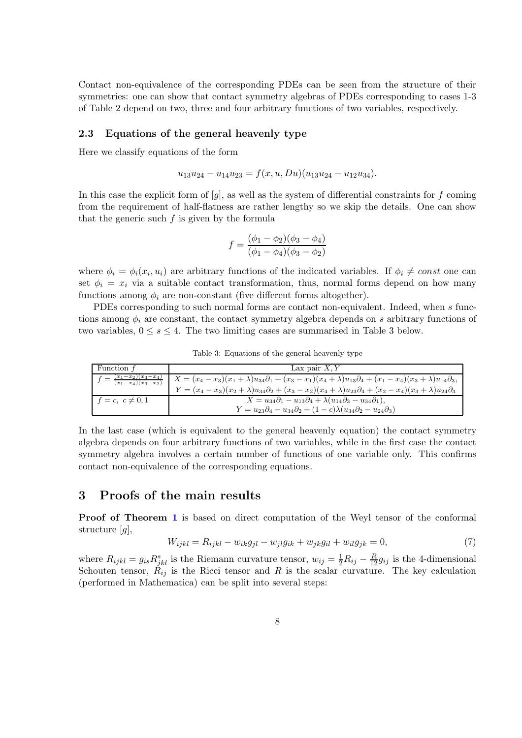Contact non-equivalence of the corresponding PDEs can be seen from the structure of their symmetries: one can show that contact symmetry algebras of PDEs corresponding to cases 1-3 of Table 2 depend on two, three and four arbitrary functions of two variables, respectively.

### 2.3 Equations of the general heavenly type

Here we classify equations of the form

$$u_{13}u_{24} - u_{14}u_{23} = f(x, u, Du)(u_{13}u_{24} - u_{12}u_{34}).$$

In this case the explicit form of $[g]$, as well as the system of differential constraints for $f$ coming from the requirement of half-flatness are rather lengthy so we skip the details. One can show that the generic such $f$ is given by the formula

$$f = \frac{(\phi_1 - \phi_2)(\phi_3 - \phi_4)}{(\phi_1 - \phi_4)(\phi_3 - \phi_2)}$$

where $\phi_i = \phi_i(x_i, u_i)$ are arbitrary functions of the indicated variables. If $\phi_i \neq const$ one can set $\phi_i = x_i$ via a suitable contact transformation, thus, normal forms depend on how many functions among $\phi_i$ are non-constant (five different forms altogether).

PDEs corresponding to such normal forms are contact non-equivalent. Indeed, when $s$ functions among $\phi_i$ are constant, the contact symmetry algebra depends on $s$ arbitrary functions of two variables, $0 \leq s \leq 4$. The two limiting cases are summarised in Table 3 below.

Table 3: Equations of the general heavenly type

| Function $f$ | Lax pair $X, Y$ |
|---|---|
| $f = \frac{(x_1-x_2)(x_3-x_4)}{(x_1-x_4)(x_3-x_2)}$ | $X = (x_4 - x_3)(x_1 + \lambda)u_{34}\partial_1 + (x_3 - x_1)(x_4 + \lambda)u_{13}\partial_4 + (x_1 - x_4)(x_3 + \lambda)u_{14}\partial_3$, $Y = (x_4 - x_3)(x_2 + \lambda)u_{34}\partial_2 + (x_3 - x_2)(x_4 + \lambda)u_{23}\partial_4 + (x_2 - x_4)(x_3 + \lambda)u_{24}\partial_3$ |
| $f = c, \ c \neq 0, 1$ | $X = u_{34}\partial_1 - u_{13}\partial_4 + \lambda(u_{14}\partial_3 - u_{34}\partial_1)$, $Y = u_{23}\partial_4 - u_{34}\partial_2 + (1 - c)\lambda(u_{34}\partial_2 - u_{24}\partial_3)$ |

In the last case (which is equivalent to the general heavenly equation) the contact symmetry algebra depends on four arbitrary functions of two variables, while in the first case the contact symmetry algebra involves a certain number of functions of one variable only. This confirms contact non-equivalence of the corresponding equations.

## 3 Proofs of the main results

**Proof of Theorem 1** is based on direct computation of the Weyl tensor of the conformal structure $[g]$,

$$W_{ijkl} = R_{ijkl} - w_{ik}g_{jl} - w_{jl}g_{ik} + w_{jk}g_{il} + w_{il}g_{jk} = 0, \tag{7}$$

where $R_{ijkl} = g_{is}R^s_{jkl}$ is the Riemann curvature tensor, $w_{ij} = \frac{1}{2}R_{ij} - \frac{R}{12}g_{ij}$ is the 4-dimensional Schouten tensor, $R_{ij}$ is the Ricci tensor and $R$ is the scalar curvature. The key calculation (performed in Mathematica) can be split into several steps: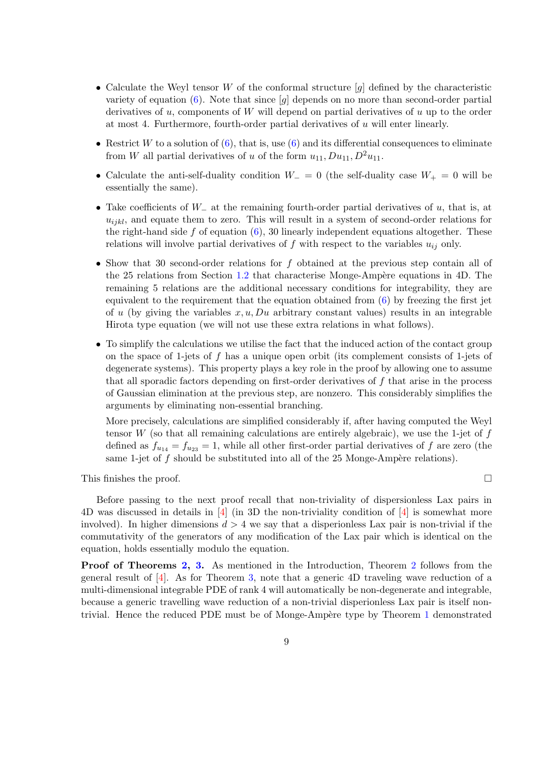- Calculate the Weyl tensor $W$ of the conformal structure $[g]$ defined by the characteristic variety of equation (6). Note that since $[g]$ depends on no more than second-order partial derivatives of $u$, components of $W$ will depend on partial derivatives of $u$ up to the order at most 4. Furthermore, fourth-order partial derivatives of $u$ will enter linearly.

- Restrict $W$ to a solution of (6), that is, use (6) and its differential consequences to eliminate from $W$ all partial derivatives of $u$ of the form $u_{11}, Du_{11}, D^2u_{11}$.

- Calculate the anti-self-duality condition $W_- = 0$ (the self-duality case $W_+ = 0$ will be essentially the same).

- Take coefficients of $W_-$ at the remaining fourth-order partial derivatives of $u$, that is, at $u_{ijkl}$, and equate them to zero. This will result in a system of second-order relations for the right-hand side $f$ of equation (6), 30 linearly independent equations altogether. These relations will involve partial derivatives of $f$ with respect to the variables $u_{ij}$ only.

- Show that 30 second-order relations for $f$ obtained at the previous step contain all of the 25 relations from Section 1.2 that characterise Monge-Ampère equations in 4D. The remaining 5 relations are the additional necessary conditions for integrability, they are equivalent to the requirement that the equation obtained from (6) by freezing the first jet of $u$ (by giving the variables $x, u, Du$ arbitrary constant values) results in an integrable Hirota type equation (we will not use these extra relations in what follows).

- To simplify the calculations we utilise the fact that the induced action of the contact group on the space of 1-jets of $f$ has a unique open orbit (its complement consists of 1-jets of degenerate systems). This property plays a key role in the proof by allowing one to assume that all sporadic factors depending on first-order derivatives of $f$ that arise in the process of Gaussian elimination at the previous step, are nonzero. This considerably simplifies the arguments by eliminating non-essential branching.

  More precisely, calculations are simplified considerably if, after having computed the Weyl tensor $W$ (so that all remaining calculations are entirely algebraic), we use the 1-jet of $f$ defined as $f_{u_{14}} = f_{u_{23}} = 1$, while all other first-order partial derivatives of $f$ are zero (the same 1-jet of $f$ should be substituted into all of the 25 Monge-Ampère relations).

This finishes the proof. □

Before passing to the next proof recall that non-triviality of dispersionless Lax pairs in 4D was discussed in details in [4] (in 3D the non-triviality condition of [4] is somewhat more involved). In higher dimensions $d > 4$ we say that a disperionless Lax pair is non-trivial if the commutativity of the generators of any modification of the Lax pair which is identical on the equation, holds essentially modulo the equation.

**Proof of Theorems 2, 3.** As mentioned in the Introduction, Theorem 2 follows from the general result of [4]. As for Theorem 3, note that a generic 4D traveling wave reduction of a multi-dimensional integrable PDE of rank 4 will automatically be non-degenerate and integrable, because a generic travelling wave reduction of a non-trivial disperionless Lax pair is itself non-trivial. Hence the reduced PDE must be of Monge-Ampère type by Theorem 1 demonstrated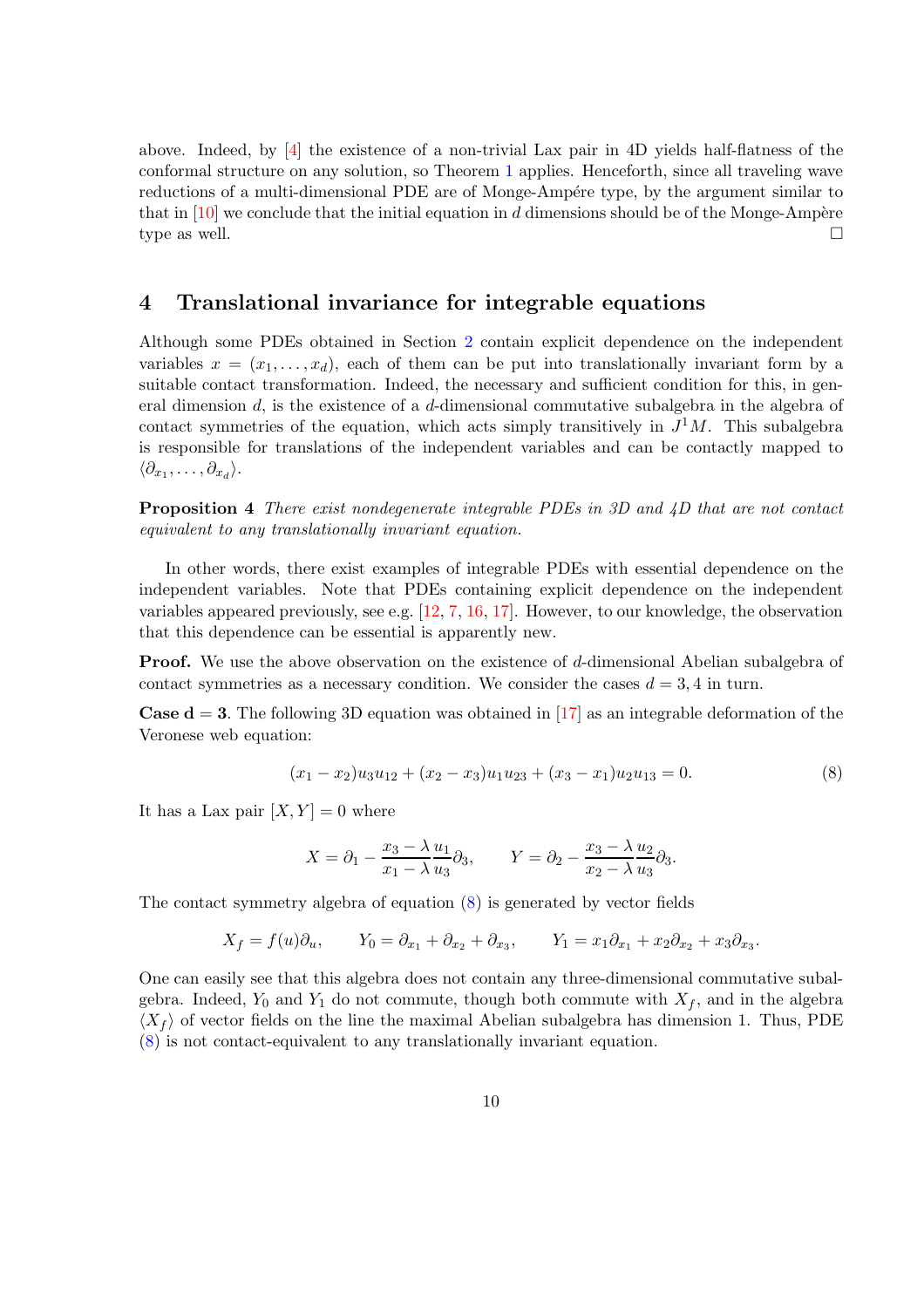above. Indeed, by [4] the existence of a non-trivial Lax pair in 4D yields half-flatness of the conformal structure on any solution, so Theorem 1 applies. Henceforth, since all traveling wave reductions of a multi-dimensional PDE are of Monge-Ampére type, by the argument similar to that in [10] we conclude that the initial equation in $d$ dimensions should be of the Monge-Ampère type as well. □

## 4 Translational invariance for integrable equations

Although some PDEs obtained in Section 2 contain explicit dependence on the independent variables $x = (x_1, \ldots, x_d)$, each of them can be put into translationally invariant form by a suitable contact transformation. Indeed, the necessary and sufficient condition for this, in general dimension $d$, is the existence of a $d$-dimensional commutative subalgebra in the algebra of contact symmetries of the equation, which acts simply transitively in $J^1M$. This subalgebra is responsible for translations of the independent variables and can be contactly mapped to $\langle \partial_{x_1}, \ldots, \partial_{x_d} \rangle$.

**Proposition 4** *There exist nondegenerate integrable PDEs in 3D and 4D that are not contact equivalent to any translationally invariant equation.*

In other words, there exist examples of integrable PDEs with essential dependence on the independent variables. Note that PDEs containing explicit dependence on the independent variables appeared previously, see e.g. [12, 7, 16, 17]. However, to our knowledge, the observation that this dependence can be essential is apparently new.

**Proof.** We use the above observation on the existence of $d$-dimensional Abelian subalgebra of contact symmetries as a necessary condition. We consider the cases $d = 3, 4$ in turn.

**Case d = 3**. The following 3D equation was obtained in [17] as an integrable deformation of the Veronese web equation:

$$(x_1 - x_2)u_3 u_{12} + (x_2 - x_3)u_1 u_{23} + (x_3 - x_1)u_2 u_{13} = 0. \tag{8}$$

It has a Lax pair $[X, Y] = 0$ where

$$X = \partial_1 - \frac{x_3 - \lambda}{x_1 - \lambda}\frac{u_1}{u_3}\partial_3, \qquad Y = \partial_2 - \frac{x_3 - \lambda}{x_2 - \lambda}\frac{u_2}{u_3}\partial_3.$$

The contact symmetry algebra of equation (8) is generated by vector fields

$$X_f = f(u)\partial_u, \qquad Y_0 = \partial_{x_1} + \partial_{x_2} + \partial_{x_3}, \qquad Y_1 = x_1\partial_{x_1} + x_2\partial_{x_2} + x_3\partial_{x_3}.$$

One can easily see that this algebra does not contain any three-dimensional commutative subalgebra. Indeed, $Y_0$ and $Y_1$ do not commute, though both commute with $X_f$, and in the algebra $\langle X_f \rangle$ of vector fields on the line the maximal Abelian subalgebra has dimension 1. Thus, PDE (8) is not contact-equivalent to any translationally invariant equation.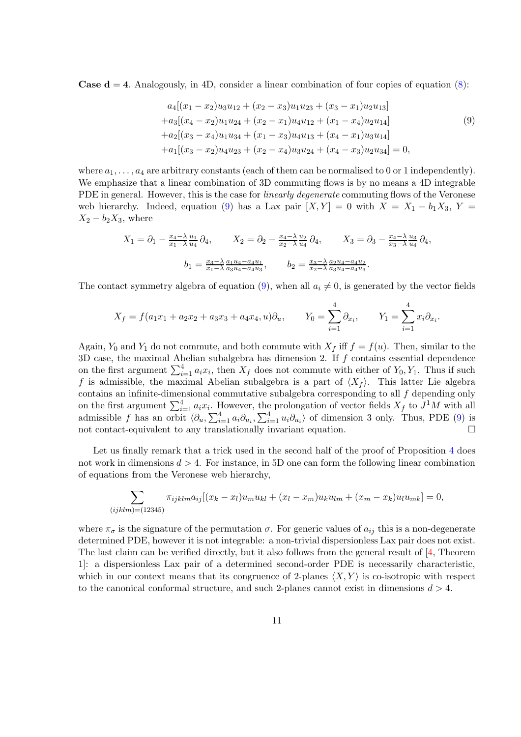**Case $\mathbf{d = 4}$**. Analogously, in 4D, consider a linear combination of four copies of equation (8):

$$
\begin{aligned}
&a_4[(x_1 - x_2)u_3u_{12} + (x_2 - x_3)u_1u_{23} + (x_3 - x_1)u_2u_{13}] \\
&+a_3[(x_4 - x_2)u_1u_{24} + (x_2 - x_1)u_4u_{12} + (x_1 - x_4)u_2u_{14}] \\
&+a_2[(x_3 - x_4)u_1u_{34} + (x_1 - x_3)u_4u_{13} + (x_4 - x_1)u_3u_{14}] \\
&+a_1[(x_3 - x_2)u_4u_{23} + (x_2 - x_4)u_3u_{24} + (x_4 - x_3)u_2u_{34}] = 0,
\end{aligned}
\tag{9}
$$

where $a_1, \ldots, a_4$ are arbitrary constants (each of them can be normalised to 0 or 1 independently). We emphasize that a linear combination of 3D commuting flows is by no means a 4D integrable PDE in general. However, this is the case for *linearly degenerate* commuting flows of the Veronese web hierarchy. Indeed, equation (9) has a Lax pair $[X, Y] = 0$ with $X = X_1 - b_1X_3$, $Y = X_2 - b_2X_3$, where

$$
X_1 = \partial_1 - \tfrac{x_4-\lambda}{x_1-\lambda}\tfrac{u_1}{u_4}\,\partial_4, \qquad X_2 = \partial_2 - \tfrac{x_4-\lambda}{x_2-\lambda}\tfrac{u_2}{u_4}\,\partial_4, \qquad X_3 = \partial_3 - \tfrac{x_4-\lambda}{x_3-\lambda}\tfrac{u_3}{u_4}\,\partial_4,
$$

$$
b_1 = \tfrac{x_3-\lambda}{x_1-\lambda}\tfrac{a_1u_4-a_4u_1}{a_3u_4-a_4u_3}, \qquad b_2 = \tfrac{x_3-\lambda}{x_2-\lambda}\tfrac{a_2u_4-a_4u_2}{a_3u_4-a_4u_3}.
$$

The contact symmetry algebra of equation (9), when all $a_i \neq 0$, is generated by the vector fields

$$
X_f = f(a_1x_1 + a_2x_2 + a_3x_3 + a_4x_4, u)\partial_u, \qquad Y_0 = \sum_{i=1}^{4}\partial_{x_i}, \qquad Y_1 = \sum_{i=1}^{4} x_i\partial_{x_i}.
$$

Again, $Y_0$ and $Y_1$ do not commute, and both commute with $X_f$ iff $f = f(u)$. Then, similar to the 3D case, the maximal Abelian subalgebra has dimension 2. If $f$ contains essential dependence on the first argument $\sum_{i=1}^{4} a_ix_i$, then $X_f$ does not commute with either of $Y_0, Y_1$. Thus if such $f$ is admissible, the maximal Abelian subalgebra is a part of $\langle X_f\rangle$. This latter Lie algebra contains an infinite-dimensional commutative subalgebra corresponding to all $f$ depending only on the first argument $\sum_{i=1}^{4} a_ix_i$. However, the prolongation of vector fields $X_f$ to $J^1M$ with all admissible $f$ has an orbit $\langle \partial_u, \sum_{i=1}^{4} a_i\partial_{u_i}, \sum_{i=1}^{4} u_i\partial_{u_i}\rangle$ of dimension 3 only. Thus, PDE (9) is not contact-equivalent to any translationally invariant equation. $\square$

Let us finally remark that a trick used in the second half of the proof of Proposition 4 does not work in dimensions $d > 4$. For instance, in 5D one can form the following linear combination of equations from the Veronese web hierarchy,

$$
\sum_{(ijklm)=(12345)} \pi_{ijklm}a_{ij}[(x_k - x_l)u_mu_{kl} + (x_l - x_m)u_ku_{lm} + (x_m - x_k)u_lu_{mk}] = 0,
$$

where $\pi_\sigma$ is the signature of the permutation $\sigma$. For generic values of $a_{ij}$ this is a non-degenerate determined PDE, however it is not integrable: a non-trivial dispersionless Lax pair does not exist. The last claim can be verified directly, but it also follows from the general result of [4, Theorem 1]: a dispersionless Lax pair of a determined second-order PDE is necessarily characteristic, which in our context means that its congruence of 2-planes $\langle X, Y\rangle$ is co-isotropic with respect to the canonical conformal structure, and such 2-planes cannot exist in dimensions $d > 4$.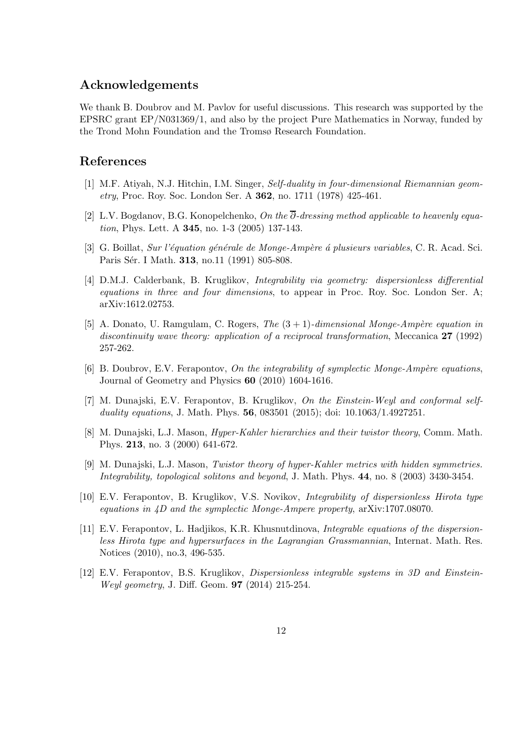## Acknowledgements

We thank B. Doubrov and M. Pavlov for useful discussions. This research was supported by the EPSRC grant EP/N031369/1, and also by the project Pure Mathematics in Norway, funded by the Trond Mohn Foundation and the Tromsø Research Foundation.

## References

[1] M.F. Atiyah, N.J. Hitchin, I.M. Singer, *Self-duality in four-dimensional Riemannian geometry*, Proc. Roy. Soc. London Ser. A **362**, no. 1711 (1978) 425-461.

[2] L.V. Bogdanov, B.G. Konopelchenko, *On the $\overline{\partial}$-dressing method applicable to heavenly equation*, Phys. Lett. A **345**, no. 1-3 (2005) 137-143.

[3] G. Boillat, *Sur l'équation générale de Monge-Ampère á plusieurs variables*, C. R. Acad. Sci. Paris Sér. I Math. **313**, no.11 (1991) 805-808.

[4] D.M.J. Calderbank, B. Kruglikov, *Integrability via geometry: dispersionless differential equations in three and four dimensions*, to appear in Proc. Roy. Soc. London Ser. A; arXiv:1612.02753.

[5] A. Donato, U. Ramgulam, C. Rogers, *The $(3+1)$-dimensional Monge-Ampère equation in discontinuity wave theory: application of a reciprocal transformation*, Meccanica **27** (1992) 257-262.

[6] B. Doubrov, E.V. Ferapontov, *On the integrability of symplectic Monge-Ampère equations*, Journal of Geometry and Physics **60** (2010) 1604-1616.

[7] M. Dunajski, E.V. Ferapontov, B. Kruglikov, *On the Einstein-Weyl and conformal self-duality equations*, J. Math. Phys. **56**, 083501 (2015); doi: 10.1063/1.4927251.

[8] M. Dunajski, L.J. Mason, *Hyper-Kahler hierarchies and their twistor theory*, Comm. Math. Phys. **213**, no. 3 (2000) 641-672.

[9] M. Dunajski, L.J. Mason, *Twistor theory of hyper-Kahler metrics with hidden symmetries. Integrability, topological solitons and beyond*, J. Math. Phys. **44**, no. 8 (2003) 3430-3454.

[10] E.V. Ferapontov, B. Kruglikov, V.S. Novikov, *Integrability of dispersionless Hirota type equations in 4D and the symplectic Monge-Ampere property*, arXiv:1707.08070.

[11] E.V. Ferapontov, L. Hadjikos, K.R. Khusnutdinova, *Integrable equations of the dispersionless Hirota type and hypersurfaces in the Lagrangian Grassmannian*, Internat. Math. Res. Notices (2010), no.3, 496-535.

[12] E.V. Ferapontov, B.S. Kruglikov, *Dispersionless integrable systems in 3D and Einstein-Weyl geometry*, J. Diff. Geom. **97** (2014) 215-254.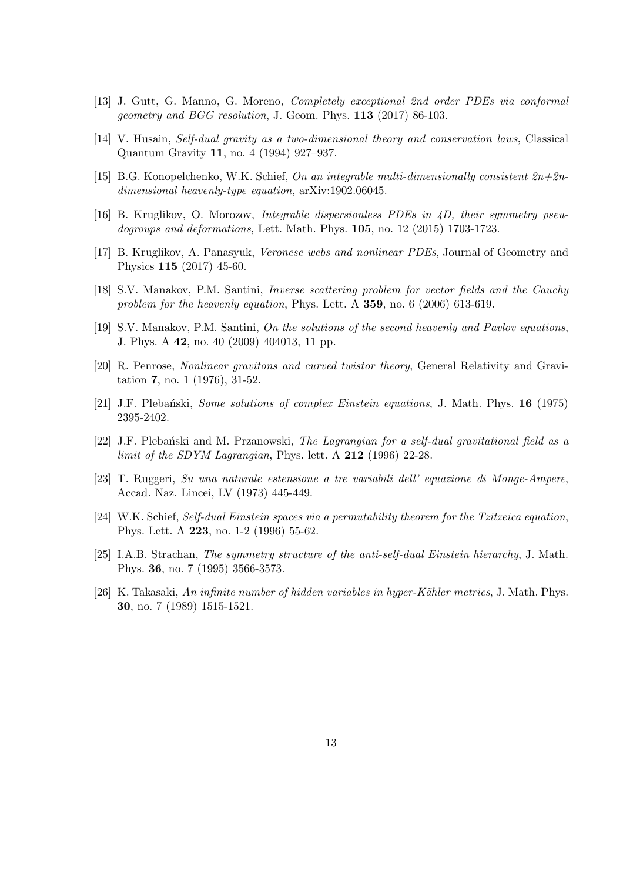[13] J. Gutt, G. Manno, G. Moreno, *Completely exceptional 2nd order PDEs via conformal geometry and BGG resolution*, J. Geom. Phys. **113** (2017) 86-103.

[14] V. Husain, *Self-dual gravity as a two-dimensional theory and conservation laws*, Classical Quantum Gravity **11**, no. 4 (1994) 927–937.

[15] B.G. Konopelchenko, W.K. Schief, *On an integrable multi-dimensionally consistent 2n+2n-dimensional heavenly-type equation*, arXiv:1902.06045.

[16] B. Kruglikov, O. Morozov, *Integrable dispersionless PDEs in 4D, their symmetry pseudogroups and deformations*, Lett. Math. Phys. **105**, no. 12 (2015) 1703-1723.

[17] B. Kruglikov, A. Panasyuk, *Veronese webs and nonlinear PDEs*, Journal of Geometry and Physics **115** (2017) 45-60.

[18] S.V. Manakov, P.M. Santini, *Inverse scattering problem for vector fields and the Cauchy problem for the heavenly equation*, Phys. Lett. A **359**, no. 6 (2006) 613-619.

[19] S.V. Manakov, P.M. Santini, *On the solutions of the second heavenly and Pavlov equations*, J. Phys. A **42**, no. 40 (2009) 404013, 11 pp.

[20] R. Penrose, *Nonlinear gravitons and curved twistor theory*, General Relativity and Gravitation **7**, no. 1 (1976), 31-52.

[21] J.F. Plebański, *Some solutions of complex Einstein equations*, J. Math. Phys. **16** (1975) 2395-2402.

[22] J.F. Plebański and M. Przanowski, *The Lagrangian for a self-dual gravitational field as a limit of the SDYM Lagrangian*, Phys. lett. A **212** (1996) 22-28.

[23] T. Ruggeri, *Su una naturale estensione a tre variabili dell' equazione di Monge-Ampere*, Accad. Naz. Lincei, LV (1973) 445-449.

[24] W.K. Schief, *Self-dual Einstein spaces via a permutability theorem for the Tzitzeica equation*, Phys. Lett. A **223**, no. 1-2 (1996) 55-62.

[25] I.A.B. Strachan, *The symmetry structure of the anti-self-dual Einstein hierarchy*, J. Math. Phys. **36**, no. 7 (1995) 3566-3573.

[26] K. Takasaki, *An infinite number of hidden variables in hyper-Kähler metrics*, J. Math. Phys. **30**, no. 7 (1989) 1515-1521.